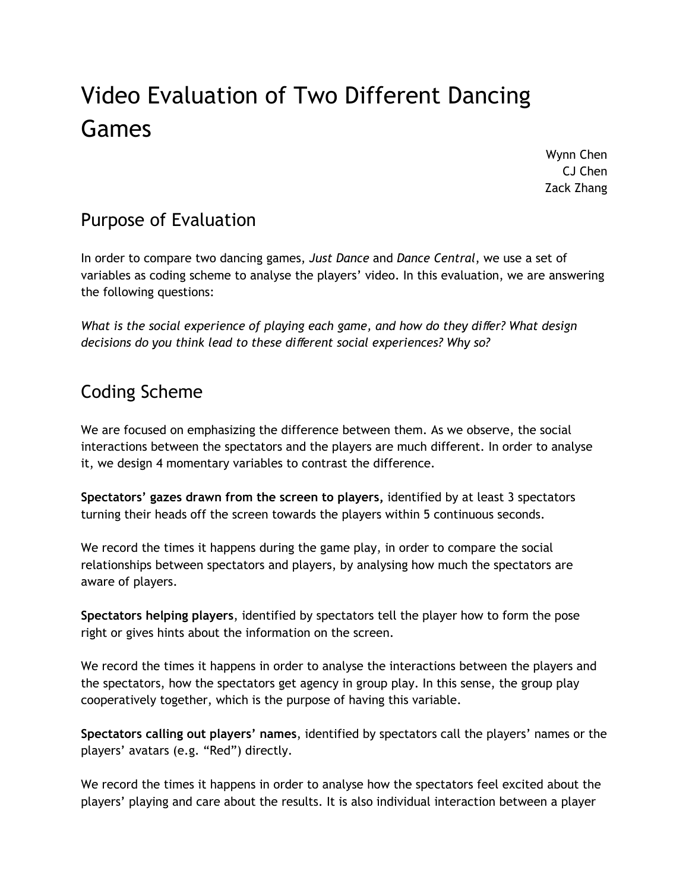# Video Evaluation of Two Different Dancing Games

Wynn Chen
CJ Chen
Zack Zhang

## Purpose of Evaluation

In order to compare two dancing games, *Just Dance* and *Dance Central*, we use a set of variables as coding scheme to analyse the players' video. In this evaluation, we are answering the following questions:

*What is the social experience of playing each game, and how do they differ? What design decisions do you think lead to these different social experiences? Why so?*

## Coding Scheme

We are focused on emphasizing the difference between them. As we observe, the social interactions between the spectators and the players are much different. In order to analyse it, we design 4 momentary variables to contrast the difference.

**Spectators' gazes drawn from the screen to players,** identified by at least 3 spectators turning their heads off the screen towards the players within 5 continuous seconds.

We record the times it happens during the game play, in order to compare the social relationships between spectators and players, by analysing how much the spectators are aware of players.

**Spectators helping players**, identified by spectators tell the player how to form the pose right or gives hints about the information on the screen.

We record the times it happens in order to analyse the interactions between the players and the spectators, how the spectators get agency in group play. In this sense, the group play cooperatively together, which is the purpose of having this variable.

**Spectators calling out players' names**, identified by spectators call the players' names or the players' avatars (e.g. "Red") directly.

We record the times it happens in order to analyse how the spectators feel excited about the players' playing and care about the results. It is also individual interaction between a player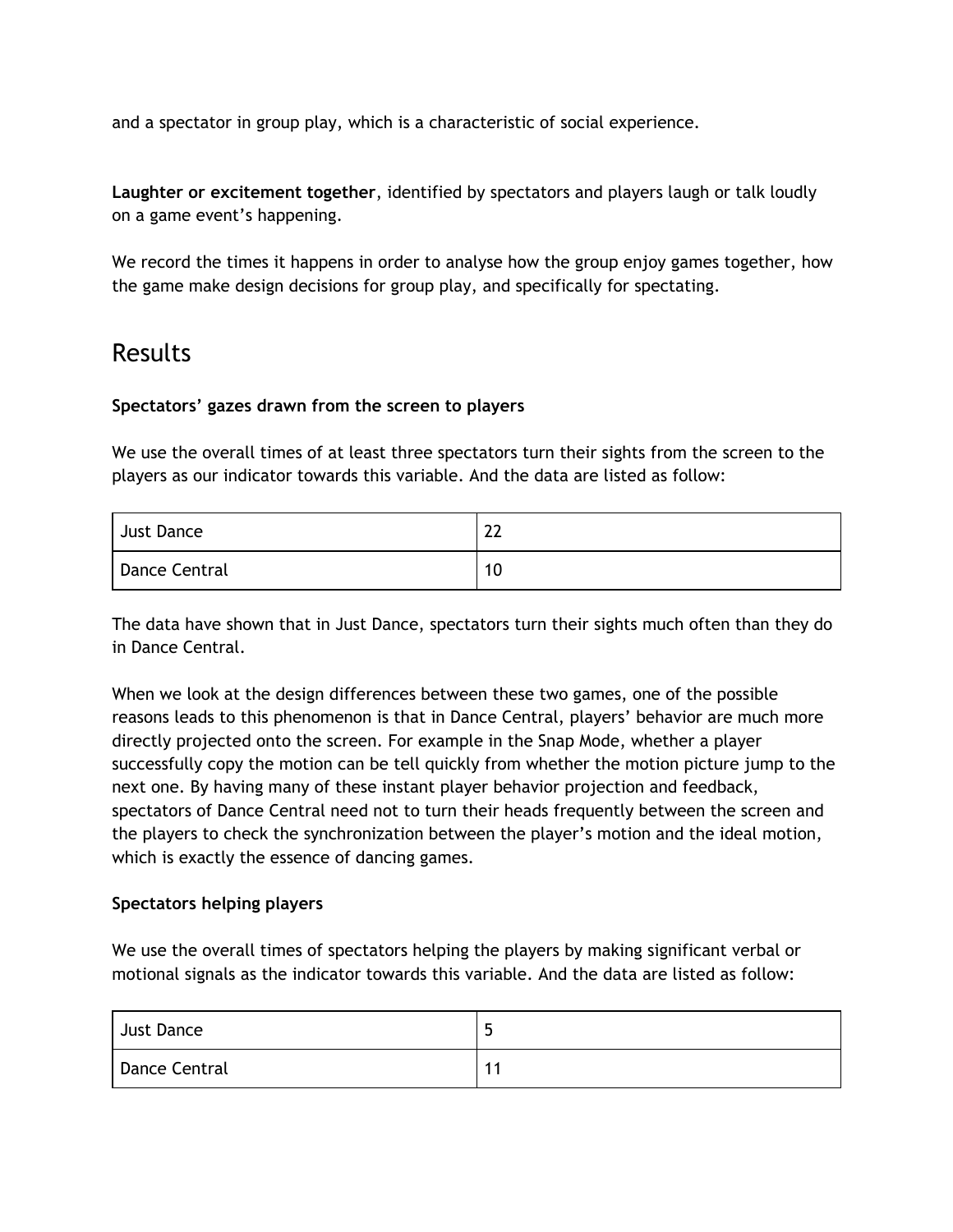and a spectator in group play, which is a characteristic of social experience.

**Laughter or excitement together**, identified by spectators and players laugh or talk loudly on a game event's happening.

We record the times it happens in order to analyse how the group enjoy games together, how the game make design decisions for group play, and specifically for spectating.

## Results

**Spectators' gazes drawn from the screen to players**

We use the overall times of at least three spectators turn their sights from the screen to the players as our indicator towards this variable. And the data are listed as follow:

| | |
|---|---|
| Just Dance | 22 |
| Dance Central | 10 |

The data have shown that in Just Dance, spectators turn their sights much often than they do in Dance Central.

When we look at the design differences between these two games, one of the possible reasons leads to this phenomenon is that in Dance Central, players' behavior are much more directly projected onto the screen. For example in the Snap Mode, whether a player successfully copy the motion can be tell quickly from whether the motion picture jump to the next one. By having many of these instant player behavior projection and feedback, spectators of Dance Central need not to turn their heads frequently between the screen and the players to check the synchronization between the player's motion and the ideal motion, which is exactly the essence of dancing games.

**Spectators helping players**

We use the overall times of spectators helping the players by making significant verbal or motional signals as the indicator towards this variable. And the data are listed as follow:

| | |
|---|---|
| Just Dance | 5 |
| Dance Central | 11 |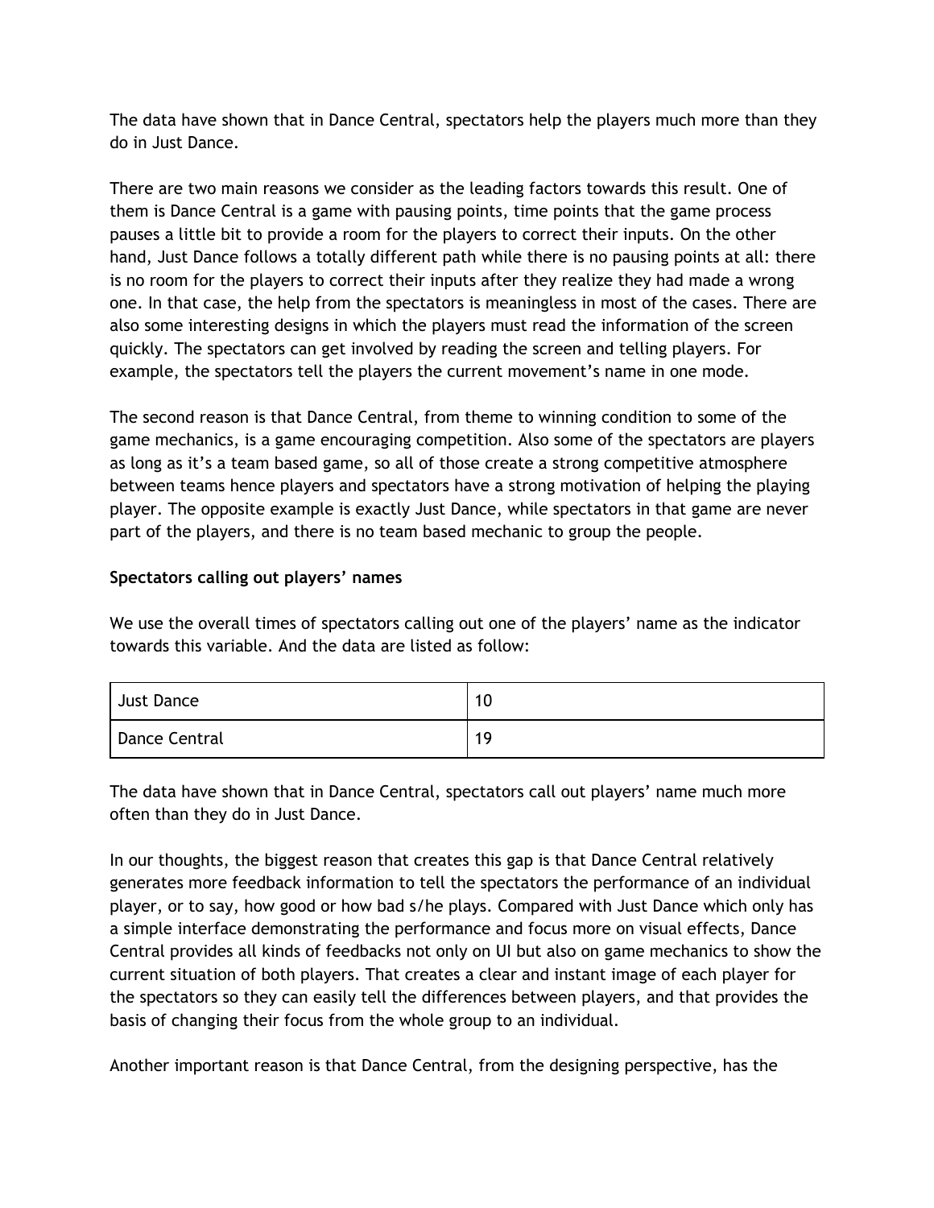The data have shown that in Dance Central, spectators help the players much more than they do in Just Dance.

There are two main reasons we consider as the leading factors towards this result. One of them is Dance Central is a game with pausing points, time points that the game process pauses a little bit to provide a room for the players to correct their inputs. On the other hand, Just Dance follows a totally different path while there is no pausing points at all: there is no room for the players to correct their inputs after they realize they had made a wrong one. In that case, the help from the spectators is meaningless in most of the cases. There are also some interesting designs in which the players must read the information of the screen quickly. The spectators can get involved by reading the screen and telling players. For example, the spectators tell the players the current movement's name in one mode.

The second reason is that Dance Central, from theme to winning condition to some of the game mechanics, is a game encouraging competition. Also some of the spectators are players as long as it's a team based game, so all of those create a strong competitive atmosphere between teams hence players and spectators have a strong motivation of helping the playing player. The opposite example is exactly Just Dance, while spectators in that game are never part of the players, and there is no team based mechanic to group the people.

**Spectators calling out players' names**

We use the overall times of spectators calling out one of the players' name as the indicator towards this variable. And the data are listed as follow:

| Just Dance | 10 |
|---|---|
| Dance Central | 19 |

The data have shown that in Dance Central, spectators call out players' name much more often than they do in Just Dance.

In our thoughts, the biggest reason that creates this gap is that Dance Central relatively generates more feedback information to tell the spectators the performance of an individual player, or to say, how good or how bad s/he plays. Compared with Just Dance which only has a simple interface demonstrating the performance and focus more on visual effects, Dance Central provides all kinds of feedbacks not only on UI but also on game mechanics to show the current situation of both players. That creates a clear and instant image of each player for the spectators so they can easily tell the differences between players, and that provides the basis of changing their focus from the whole group to an individual.

Another important reason is that Dance Central, from the designing perspective, has the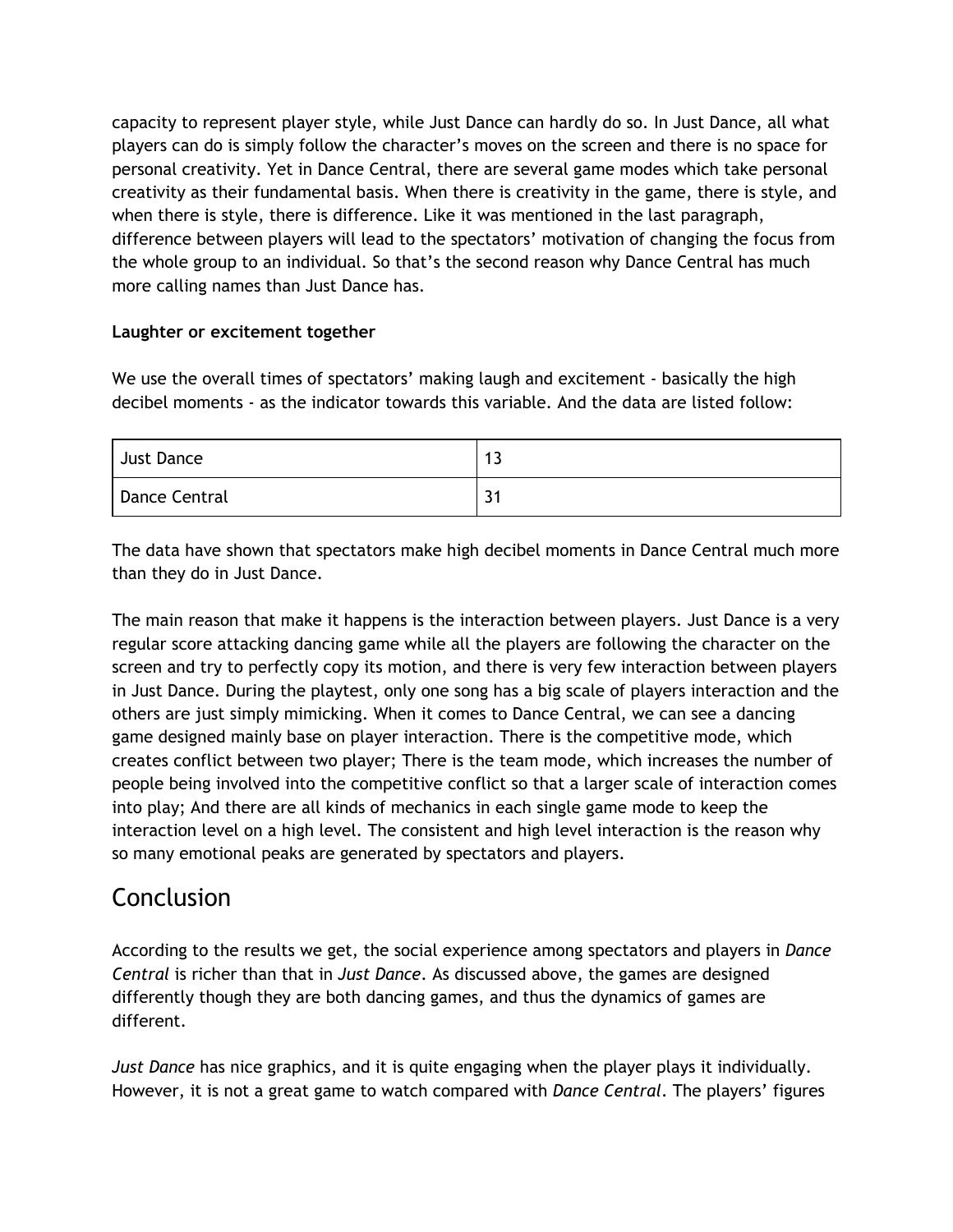capacity to represent player style, while Just Dance can hardly do so. In Just Dance, all what players can do is simply follow the character's moves on the screen and there is no space for personal creativity. Yet in Dance Central, there are several game modes which take personal creativity as their fundamental basis. When there is creativity in the game, there is style, and when there is style, there is difference. Like it was mentioned in the last paragraph, difference between players will lead to the spectators' motivation of changing the focus from the whole group to an individual. So that's the second reason why Dance Central has much more calling names than Just Dance has.

**Laughter or excitement together**

We use the overall times of spectators' making laugh and excitement - basically the high decibel moments - as the indicator towards this variable. And the data are listed follow:

| Just Dance | 13 |
|---|---|
| Dance Central | 31 |

The data have shown that spectators make high decibel moments in Dance Central much more than they do in Just Dance.

The main reason that make it happens is the interaction between players. Just Dance is a very regular score attacking dancing game while all the players are following the character on the screen and try to perfectly copy its motion, and there is very few interaction between players in Just Dance. During the playtest, only one song has a big scale of players interaction and the others are just simply mimicking. When it comes to Dance Central, we can see a dancing game designed mainly base on player interaction. There is the competitive mode, which creates conflict between two player; There is the team mode, which increases the number of people being involved into the competitive conflict so that a larger scale of interaction comes into play; And there are all kinds of mechanics in each single game mode to keep the interaction level on a high level. The consistent and high level interaction is the reason why so many emotional peaks are generated by spectators and players.

## Conclusion

According to the results we get, the social experience among spectators and players in *Dance Central* is richer than that in *Just Dance*. As discussed above, the games are designed differently though they are both dancing games, and thus the dynamics of games are different.

*Just Dance* has nice graphics, and it is quite engaging when the player plays it individually. However, it is not a great game to watch compared with *Dance Central*. The players' figures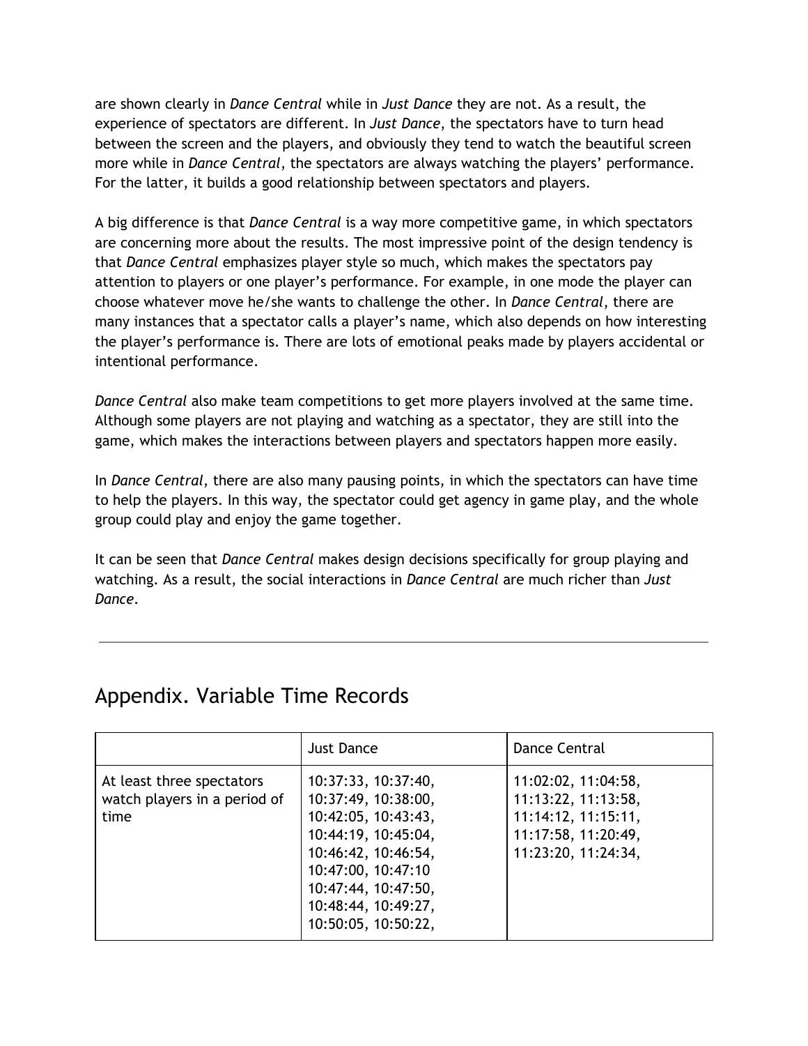are shown clearly in *Dance Central* while in *Just Dance* they are not. As a result, the experience of spectators are different. In *Just Dance*, the spectators have to turn head between the screen and the players, and obviously they tend to watch the beautiful screen more while in *Dance Central*, the spectators are always watching the players' performance. For the latter, it builds a good relationship between spectators and players.

A big difference is that *Dance Central* is a way more competitive game, in which spectators are concerning more about the results. The most impressive point of the design tendency is that *Dance Central* emphasizes player style so much, which makes the spectators pay attention to players or one player's performance. For example, in one mode the player can choose whatever move he/she wants to challenge the other. In *Dance Central*, there are many instances that a spectator calls a player's name, which also depends on how interesting the player's performance is. There are lots of emotional peaks made by players accidental or intentional performance.

*Dance Central* also make team competitions to get more players involved at the same time. Although some players are not playing and watching as a spectator, they are still into the game, which makes the interactions between players and spectators happen more easily.

In *Dance Central*, there are also many pausing points, in which the spectators can have time to help the players. In this way, the spectator could get agency in game play, and the whole group could play and enjoy the game together.

It can be seen that *Dance Central* makes design decisions specifically for group playing and watching. As a result, the social interactions in *Dance Central* are much richer than *Just Dance*.

---

## Appendix. Variable Time Records

| | Just Dance | Dance Central |
|---|---|---|
| At least three spectators watch players in a period of time | 10:37:33, 10:37:40, 10:37:49, 10:38:00, 10:42:05, 10:43:43, 10:44:19, 10:45:04, 10:46:42, 10:46:54, 10:47:00, 10:47:10 10:47:44, 10:47:50, 10:48:44, 10:49:27, 10:50:05, 10:50:22, | 11:02:02, 11:04:58, 11:13:22, 11:13:58, 11:14:12, 11:15:11, 11:17:58, 11:20:49, 11:23:20, 11:24:34, |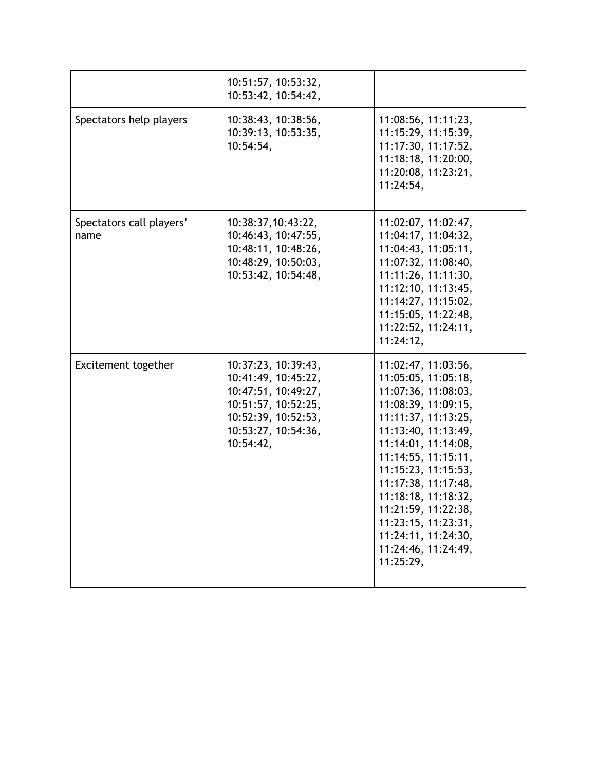| | | |
|---|---|---|
| | 10:51:57, 10:53:32, 10:53:42, 10:54:42, | |
| Spectators help players | 10:38:43, 10:38:56, 10:39:13, 10:53:35, 10:54:54, | 11:08:56, 11:11:23, 11:15:29, 11:15:39, 11:17:30, 11:17:52, 11:18:18, 11:20:00, 11:20:08, 11:23:21, 11:24:54, |
| Spectators call players' name | 10:38:37,10:43:22, 10:46:43, 10:47:55, 10:48:11, 10:48:26, 10:48:29, 10:50:03, 10:53:42, 10:54:48, | 11:02:07, 11:02:47, 11:04:17, 11:04:32, 11:04:43, 11:05:11, 11:07:32, 11:08:40, 11:11:26, 11:11:30, 11:12:10, 11:13:45, 11:14:27, 11:15:02, 11:15:05, 11:22:48, 11:22:52, 11:24:11, 11:24:12, |
| Excitement together | 10:37:23, 10:39:43, 10:41:49, 10:45:22, 10:47:51, 10:49:27, 10:51:57, 10:52:25, 10:52:39, 10:52:53, 10:53:27, 10:54:36, 10:54:42, | 11:02:47, 11:03:56, 11:05:05, 11:05:18, 11:07:36, 11:08:03, 11:08:39, 11:09:15, 11:11:37, 11:13:25, 11:13:40, 11:13:49, 11:14:01, 11:14:08, 11:14:55, 11:15:11, 11:15:23, 11:15:53, 11:17:38, 11:17:48, 11:18:18, 11:18:32, 11:21:59, 11:22:38, 11:23:15, 11:23:31, 11:24:11, 11:24:30, 11:24:46, 11:24:49, 11:25:29, |